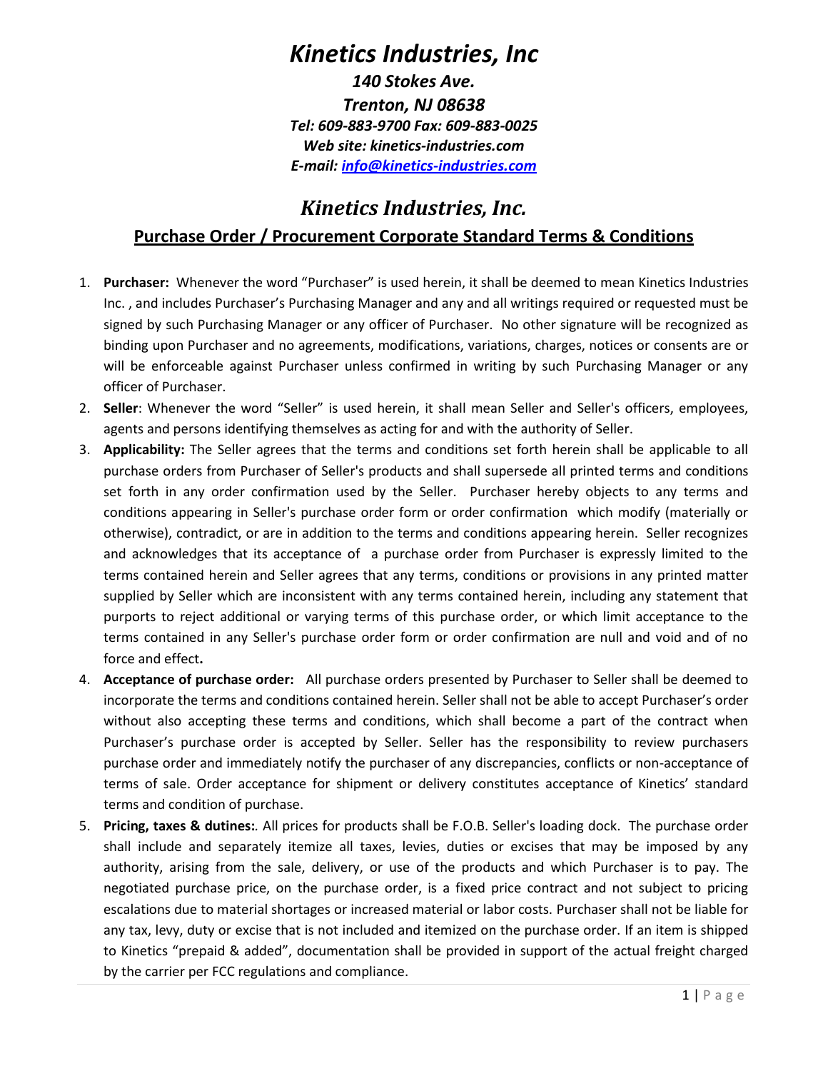# *Kinetics Industries, Inc*

***140 Stokes Ave.***
***Trenton, NJ 08638***
***Tel: 609-883-9700 Fax: 609-883-0025***
***Web site: kinetics-industries.com***
***E-mail: info@kinetics-industries.com***

## *Kinetics Industries, Inc.*

### Purchase Order / Procurement Corporate Standard Terms & Conditions

1. **Purchaser:** Whenever the word "Purchaser" is used herein, it shall be deemed to mean Kinetics Industries Inc. , and includes Purchaser's Purchasing Manager and any and all writings required or requested must be signed by such Purchasing Manager or any officer of Purchaser. No other signature will be recognized as binding upon Purchaser and no agreements, modifications, variations, charges, notices or consents are or will be enforceable against Purchaser unless confirmed in writing by such Purchasing Manager or any officer of Purchaser.
2. **Seller**: Whenever the word "Seller" is used herein, it shall mean Seller and Seller's officers, employees, agents and persons identifying themselves as acting for and with the authority of Seller.
3. **Applicability:** The Seller agrees that the terms and conditions set forth herein shall be applicable to all purchase orders from Purchaser of Seller's products and shall supersede all printed terms and conditions set forth in any order confirmation used by the Seller. Purchaser hereby objects to any terms and conditions appearing in Seller's purchase order form or order confirmation which modify (materially or otherwise), contradict, or are in addition to the terms and conditions appearing herein. Seller recognizes and acknowledges that its acceptance of a purchase order from Purchaser is expressly limited to the terms contained herein and Seller agrees that any terms, conditions or provisions in any printed matter supplied by Seller which are inconsistent with any terms contained herein, including any statement that purports to reject additional or varying terms of this purchase order, or which limit acceptance to the terms contained in any Seller's purchase order form or order confirmation are null and void and of no force and effect**.**
4. **Acceptance of purchase order:** All purchase orders presented by Purchaser to Seller shall be deemed to incorporate the terms and conditions contained herein. Seller shall not be able to accept Purchaser's order without also accepting these terms and conditions, which shall become a part of the contract when Purchaser's purchase order is accepted by Seller. Seller has the responsibility to review purchasers purchase order and immediately notify the purchaser of any discrepancies, conflicts or non-acceptance of terms of sale. Order acceptance for shipment or delivery constitutes acceptance of Kinetics' standard terms and condition of purchase.
5. **Pricing, taxes & dutines:**. All prices for products shall be F.O.B. Seller's loading dock. The purchase order shall include and separately itemize all taxes, levies, duties or excises that may be imposed by any authority, arising from the sale, delivery, or use of the products and which Purchaser is to pay. The negotiated purchase price, on the purchase order, is a fixed price contract and not subject to pricing escalations due to material shortages or increased material or labor costs. Purchaser shall not be liable for any tax, levy, duty or excise that is not included and itemized on the purchase order. If an item is shipped to Kinetics "prepaid & added", documentation shall be provided in support of the actual freight charged by the carrier per FCC regulations and compliance.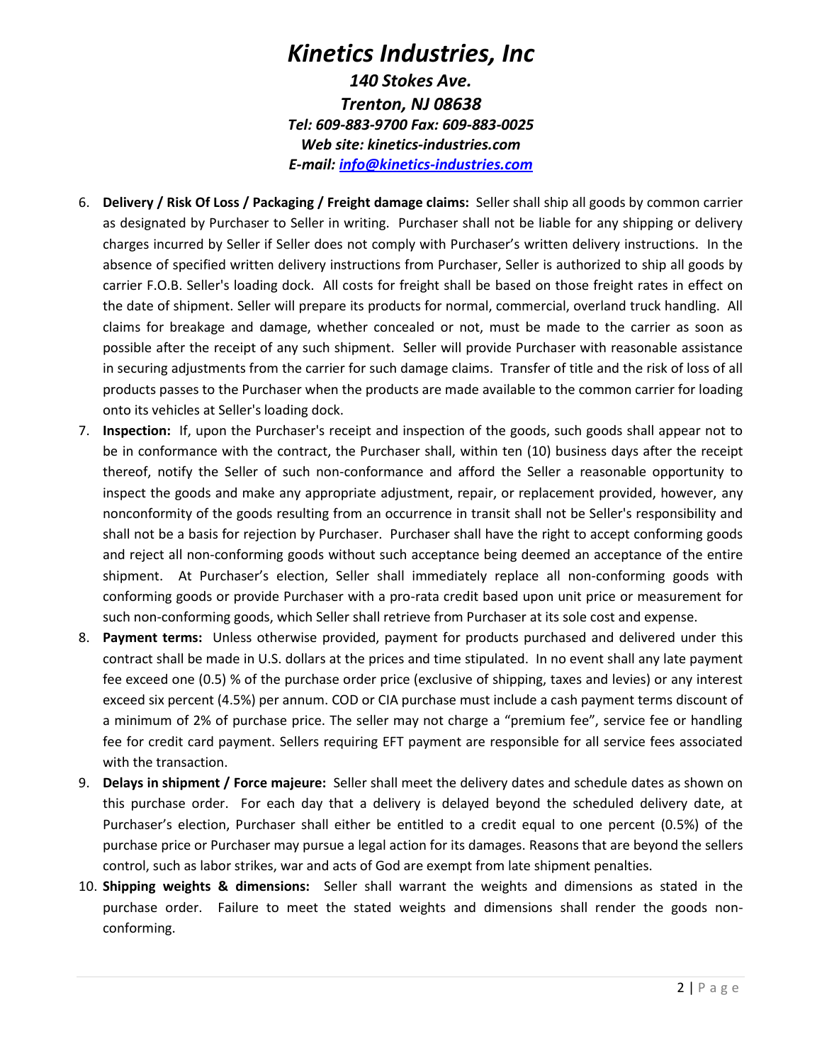# Kinetics Industries, Inc

***140 Stokes Ave.***
***Trenton, NJ 08638***
***Tel: 609-883-9700 Fax: 609-883-0025***
***Web site: kinetics-industries.com***
***E-mail: info@kinetics-industries.com***

6. **Delivery / Risk Of Loss / Packaging / Freight damage claims:** Seller shall ship all goods by common carrier as designated by Purchaser to Seller in writing. Purchaser shall not be liable for any shipping or delivery charges incurred by Seller if Seller does not comply with Purchaser's written delivery instructions. In the absence of specified written delivery instructions from Purchaser, Seller is authorized to ship all goods by carrier F.O.B. Seller's loading dock. All costs for freight shall be based on those freight rates in effect on the date of shipment. Seller will prepare its products for normal, commercial, overland truck handling. All claims for breakage and damage, whether concealed or not, must be made to the carrier as soon as possible after the receipt of any such shipment. Seller will provide Purchaser with reasonable assistance in securing adjustments from the carrier for such damage claims. Transfer of title and the risk of loss of all products passes to the Purchaser when the products are made available to the common carrier for loading onto its vehicles at Seller's loading dock.
7. **Inspection:** If, upon the Purchaser's receipt and inspection of the goods, such goods shall appear not to be in conformance with the contract, the Purchaser shall, within ten (10) business days after the receipt thereof, notify the Seller of such non-conformance and afford the Seller a reasonable opportunity to inspect the goods and make any appropriate adjustment, repair, or replacement provided, however, any nonconformity of the goods resulting from an occurrence in transit shall not be Seller's responsibility and shall not be a basis for rejection by Purchaser. Purchaser shall have the right to accept conforming goods and reject all non-conforming goods without such acceptance being deemed an acceptance of the entire shipment. At Purchaser's election, Seller shall immediately replace all non-conforming goods with conforming goods or provide Purchaser with a pro-rata credit based upon unit price or measurement for such non-conforming goods, which Seller shall retrieve from Purchaser at its sole cost and expense.
8. **Payment terms:** Unless otherwise provided, payment for products purchased and delivered under this contract shall be made in U.S. dollars at the prices and time stipulated. In no event shall any late payment fee exceed one (0.5) % of the purchase order price (exclusive of shipping, taxes and levies) or any interest exceed six percent (4.5%) per annum. COD or CIA purchase must include a cash payment terms discount of a minimum of 2% of purchase price. The seller may not charge a "premium fee", service fee or handling fee for credit card payment. Sellers requiring EFT payment are responsible for all service fees associated with the transaction.
9. **Delays in shipment / Force majeure:** Seller shall meet the delivery dates and schedule dates as shown on this purchase order. For each day that a delivery is delayed beyond the scheduled delivery date, at Purchaser's election, Purchaser shall either be entitled to a credit equal to one percent (0.5%) of the purchase price or Purchaser may pursue a legal action for its damages. Reasons that are beyond the sellers control, such as labor strikes, war and acts of God are exempt from late shipment penalties.
10. **Shipping weights & dimensions:** Seller shall warrant the weights and dimensions as stated in the purchase order. Failure to meet the stated weights and dimensions shall render the goods non-conforming.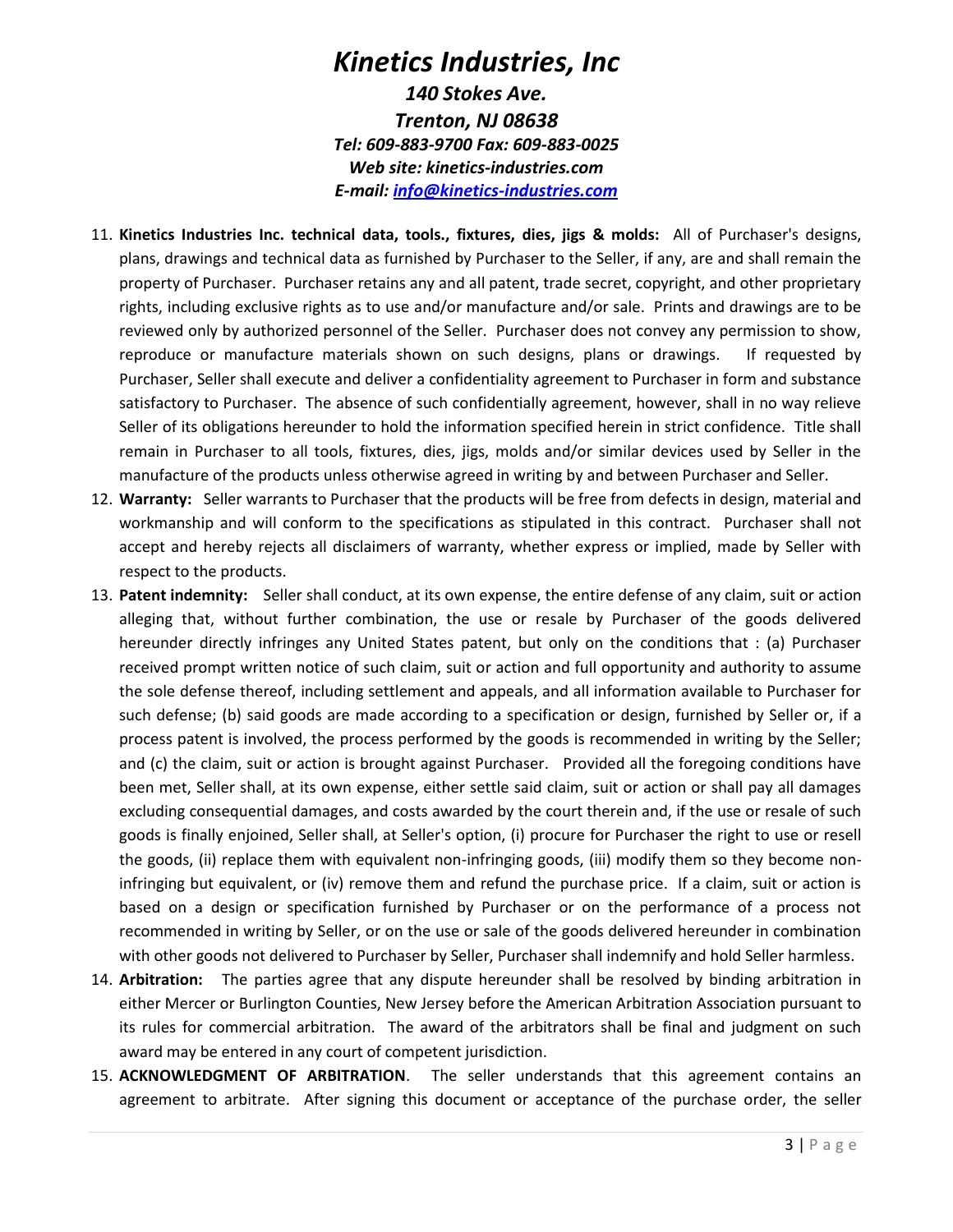# *Kinetics Industries, Inc*

***140 Stokes Ave.***
***Trenton, NJ 08638***
***Tel: 609-883-9700 Fax: 609-883-0025***
***Web site: kinetics-industries.com***
***E-mail: info@kinetics-industries.com***

11. **Kinetics Industries Inc. technical data, tools., fixtures, dies, jigs & molds:** All of Purchaser's designs, plans, drawings and technical data as furnished by Purchaser to the Seller, if any, are and shall remain the property of Purchaser. Purchaser retains any and all patent, trade secret, copyright, and other proprietary rights, including exclusive rights as to use and/or manufacture and/or sale. Prints and drawings are to be reviewed only by authorized personnel of the Seller. Purchaser does not convey any permission to show, reproduce or manufacture materials shown on such designs, plans or drawings. If requested by Purchaser, Seller shall execute and deliver a confidentiality agreement to Purchaser in form and substance satisfactory to Purchaser. The absence of such confidentially agreement, however, shall in no way relieve Seller of its obligations hereunder to hold the information specified herein in strict confidence. Title shall remain in Purchaser to all tools, fixtures, dies, jigs, molds and/or similar devices used by Seller in the manufacture of the products unless otherwise agreed in writing by and between Purchaser and Seller.
12. **Warranty:** Seller warrants to Purchaser that the products will be free from defects in design, material and workmanship and will conform to the specifications as stipulated in this contract. Purchaser shall not accept and hereby rejects all disclaimers of warranty, whether express or implied, made by Seller with respect to the products.
13. **Patent indemnity:** Seller shall conduct, at its own expense, the entire defense of any claim, suit or action alleging that, without further combination, the use or resale by Purchaser of the goods delivered hereunder directly infringes any United States patent, but only on the conditions that : (a) Purchaser received prompt written notice of such claim, suit or action and full opportunity and authority to assume the sole defense thereof, including settlement and appeals, and all information available to Purchaser for such defense; (b) said goods are made according to a specification or design, furnished by Seller or, if a process patent is involved, the process performed by the goods is recommended in writing by the Seller; and (c) the claim, suit or action is brought against Purchaser. Provided all the foregoing conditions have been met, Seller shall, at its own expense, either settle said claim, suit or action or shall pay all damages excluding consequential damages, and costs awarded by the court therein and, if the use or resale of such goods is finally enjoined, Seller shall, at Seller's option, (i) procure for Purchaser the right to use or resell the goods, (ii) replace them with equivalent non-infringing goods, (iii) modify them so they become non-infringing but equivalent, or (iv) remove them and refund the purchase price. If a claim, suit or action is based on a design or specification furnished by Purchaser or on the performance of a process not recommended in writing by Seller, or on the use or sale of the goods delivered hereunder in combination with other goods not delivered to Purchaser by Seller, Purchaser shall indemnify and hold Seller harmless.
14. **Arbitration:** The parties agree that any dispute hereunder shall be resolved by binding arbitration in either Mercer or Burlington Counties, New Jersey before the American Arbitration Association pursuant to its rules for commercial arbitration. The award of the arbitrators shall be final and judgment on such award may be entered in any court of competent jurisdiction.
15. **ACKNOWLEDGMENT OF ARBITRATION**. The seller understands that this agreement contains an agreement to arbitrate. After signing this document or acceptance of the purchase order, the seller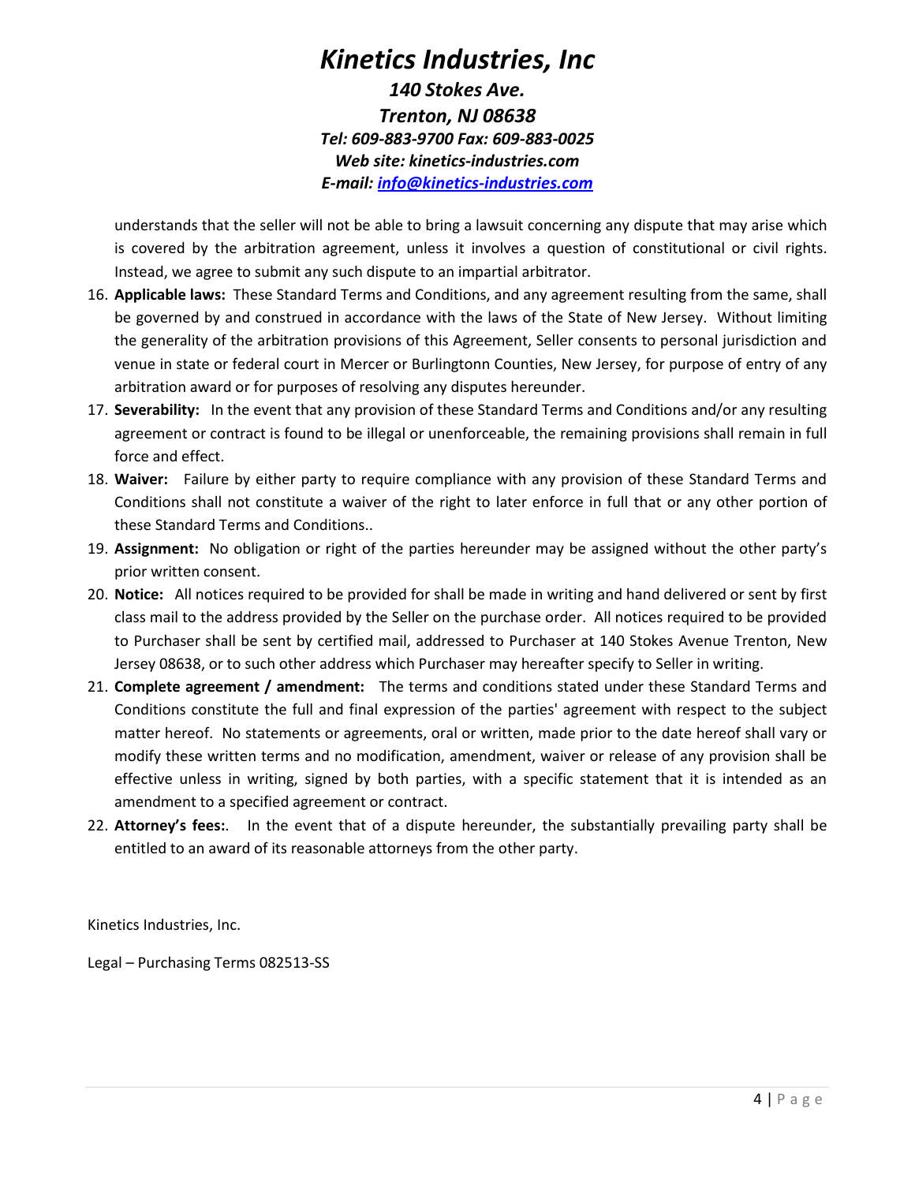understands that the seller will not be able to bring a lawsuit concerning any dispute that may arise which is covered by the arbitration agreement, unless it involves a question of constitutional or civil rights. Instead, we agree to submit any such dispute to an impartial arbitrator.

16. **Applicable laws:** These Standard Terms and Conditions, and any agreement resulting from the same, shall be governed by and construed in accordance with the laws of the State of New Jersey. Without limiting the generality of the arbitration provisions of this Agreement, Seller consents to personal jurisdiction and venue in state or federal court in Mercer or Burlingtonn Counties, New Jersey, for purpose of entry of any arbitration award or for purposes of resolving any disputes hereunder.
17. **Severability:** In the event that any provision of these Standard Terms and Conditions and/or any resulting agreement or contract is found to be illegal or unenforceable, the remaining provisions shall remain in full force and effect.
18. **Waiver:** Failure by either party to require compliance with any provision of these Standard Terms and Conditions shall not constitute a waiver of the right to later enforce in full that or any other portion of these Standard Terms and Conditions..
19. **Assignment:** No obligation or right of the parties hereunder may be assigned without the other party's prior written consent.
20. **Notice:** All notices required to be provided for shall be made in writing and hand delivered or sent by first class mail to the address provided by the Seller on the purchase order. All notices required to be provided to Purchaser shall be sent by certified mail, addressed to Purchaser at 140 Stokes Avenue Trenton, New Jersey 08638, or to such other address which Purchaser may hereafter specify to Seller in writing.
21. **Complete agreement / amendment:** The terms and conditions stated under these Standard Terms and Conditions constitute the full and final expression of the parties' agreement with respect to the subject matter hereof. No statements or agreements, oral or written, made prior to the date hereof shall vary or modify these written terms and no modification, amendment, waiver or release of any provision shall be effective unless in writing, signed by both parties, with a specific statement that it is intended as an amendment to a specified agreement or contract.
22. **Attorney's fees:**. In the event that of a dispute hereunder, the substantially prevailing party shall be entitled to an award of its reasonable attorneys from the other party.

Kinetics Industries, Inc.

Legal – Purchasing Terms 082513-SS